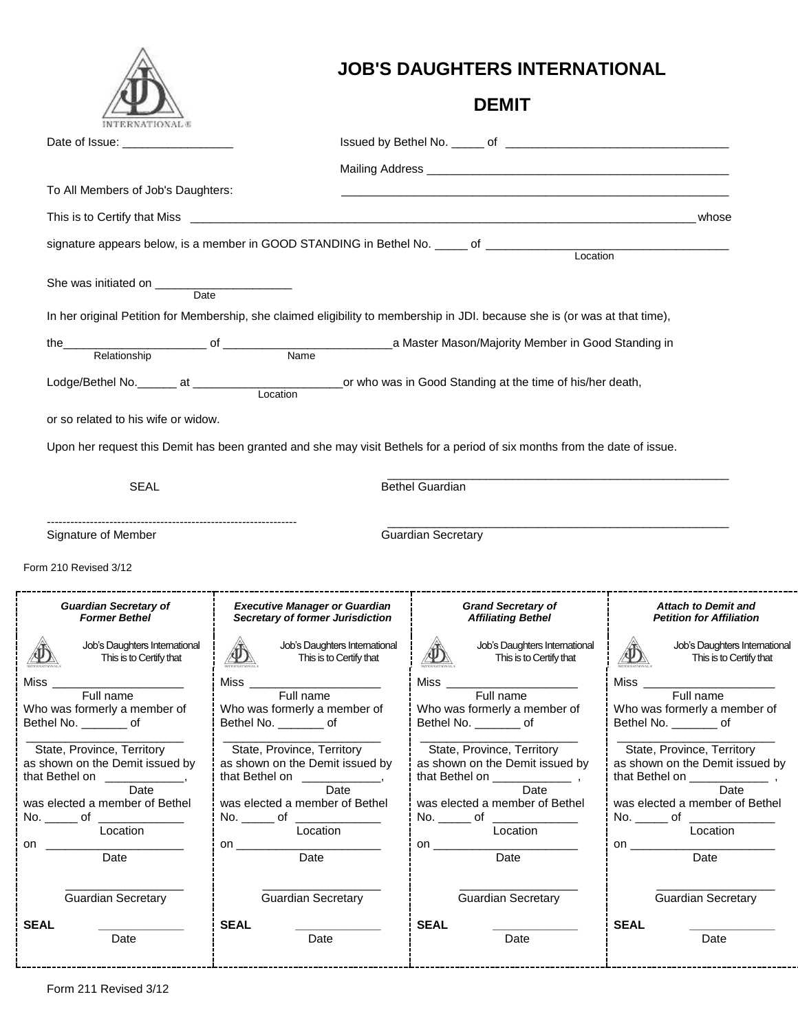# JOB'S DAUGHTERS INTERNATIONAL

## DEMIT

Date of Issue: _________________

Issued by Bethel No. _____ of _________________________________

Mailing Address _______________________________________________

_____________________________________________________________

To All Members of Job's Daughters:

This is to Certify that Miss ______________________________________________________________________________ whose

signature appears below, is a member in GOOD STANDING in Bethel No. _____ of ____________________________________
Location

She was initiated on _____________________
Date

In her original Petition for Membership, she claimed eligibility to membership in JDI. because she is (or was at that time),

the______________________ of __________________________a Master Mason/Majority Member in Good Standing in
Relationship Name

Lodge/Bethel No.______ at _______________________or who was in Good Standing at the time of his/her death,
Location

or so related to his wife or widow.

Upon her request this Demit has been granted and she may visit Bethels for a period of six months from the date of issue.

SEAL

_____________________________________________________
Bethel Guardian

-----------------------------------------------------------------
Signature of Member

_____________________________________________________
Guardian Secretary

Form 210 Revised 3/12

---

| *Guardian Secretary of Former Bethel* | *Executive Manager or Guardian Secretary of former Jurisdiction* | *Grand Secretary of Affiliating Bethel* | *Attach to Demit and Petition for Affiliation* |
|---|---|---|---|
| Job's Daughters International This is to Certify that | Job's Daughters International This is to Certify that | Job's Daughters International This is to Certify that | Job's Daughters International This is to Certify that |
| Miss _____________________ Full name | Miss _____________________ Full name | Miss _____________________ Full name | Miss _____________________ Full name |
| Who was formerly a member of Bethel No. _______ of | Who was formerly a member of Bethel No. _______ of | Who was formerly a member of Bethel No. _______ of | Who was formerly a member of Bethel No. _______ of |
| _________________________ State, Province, Territory | _________________________ State, Province, Territory | _________________________ State, Province, Territory | _________________________ State, Province, Territory |
| as shown on the Demit issued by that Bethel on ____________, Date | as shown on the Demit issued by that Bethel on ____________, Date | as shown on the Demit issued by that Bethel on ____________, Date | as shown on the Demit issued by that Bethel on ____________, Date |
| was elected a member of Bethel No. _____ of _____________ Location | was elected a member of Bethel No. _____ of _____________ Location | was elected a member of Bethel No. _____ of _____________ Location | was elected a member of Bethel No. _____ of _____________ Location |
| on _____________________ Date | on _____________________ Date | on _____________________ Date | on _____________________ Date |
| __________________ Guardian Secretary | __________________ Guardian Secretary | __________________ Guardian Secretary | __________________ Guardian Secretary |
| **SEAL** _____________ Date | **SEAL** _____________ Date | **SEAL** _____________ Date | **SEAL** _____________ Date |

Form 211 Revised 3/12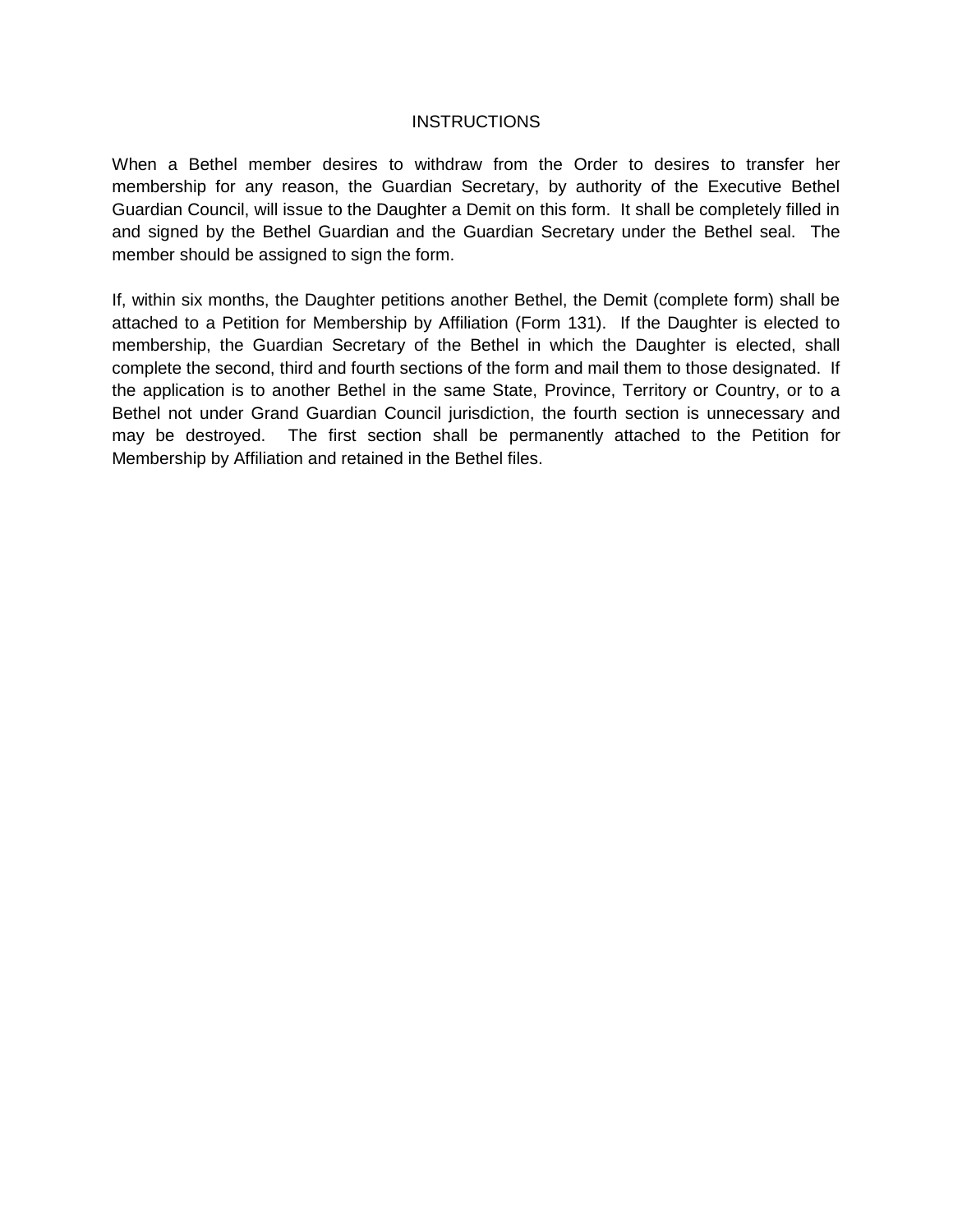# INSTRUCTIONS

When a Bethel member desires to withdraw from the Order to desires to transfer her membership for any reason, the Guardian Secretary, by authority of the Executive Bethel Guardian Council, will issue to the Daughter a Demit on this form. It shall be completely filled in and signed by the Bethel Guardian and the Guardian Secretary under the Bethel seal. The member should be assigned to sign the form.

If, within six months, the Daughter petitions another Bethel, the Demit (complete form) shall be attached to a Petition for Membership by Affiliation (Form 131). If the Daughter is elected to membership, the Guardian Secretary of the Bethel in which the Daughter is elected, shall complete the second, third and fourth sections of the form and mail them to those designated. If the application is to another Bethel in the same State, Province, Territory or Country, or to a Bethel not under Grand Guardian Council jurisdiction, the fourth section is unnecessary and may be destroyed. The first section shall be permanently attached to the Petition for Membership by Affiliation and retained in the Bethel files.